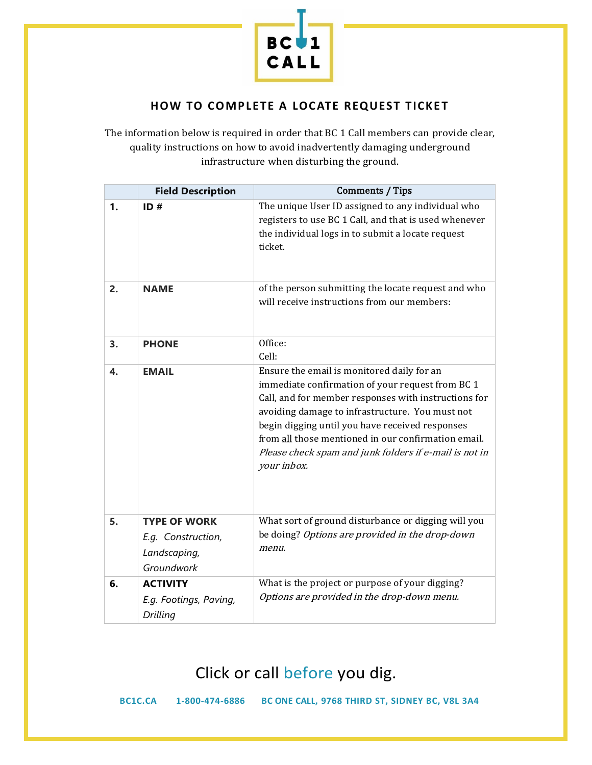# HOW TO COMPLETE A LOCATE REQUEST TICKET

The information below is required in order that BC 1 Call members can provide clear, quality instructions on how to avoid inadvertently damaging underground infrastructure when disturbing the ground.

| | Field Description | Comments / Tips |
|---|---|---|
| **1.** | **ID #** | The unique User ID assigned to any individual who registers to use BC 1 Call, and that is used whenever the individual logs in to submit a locate request ticket. |
| **2.** | **NAME** | of the person submitting the locate request and who will receive instructions from our members: |
| **3.** | **PHONE** | Office:<br>Cell: |
| **4.** | **EMAIL** | Ensure the email is monitored daily for an immediate confirmation of your request from BC 1 Call, and for member responses with instructions for avoiding damage to infrastructure. You must not begin digging until you have received responses from all those mentioned in our confirmation email. *Please check spam and junk folders if e-mail is not in your inbox.* |
| **5.** | **TYPE OF WORK**<br>*E.g. Construction, Landscaping, Groundwork* | What sort of ground disturbance or digging will you be doing? *Options are provided in the drop-down menu.* |
| **6.** | **ACTIVITY**<br>*E.g. Footings, Paving, Drilling* | What is the project or purpose of your digging? *Options are provided in the drop-down menu.* |

Click or call before you dig.

BC1C.CA 1-800-474-6886 BC ONE CALL, 9768 THIRD ST, SIDNEY BC, V8L 3A4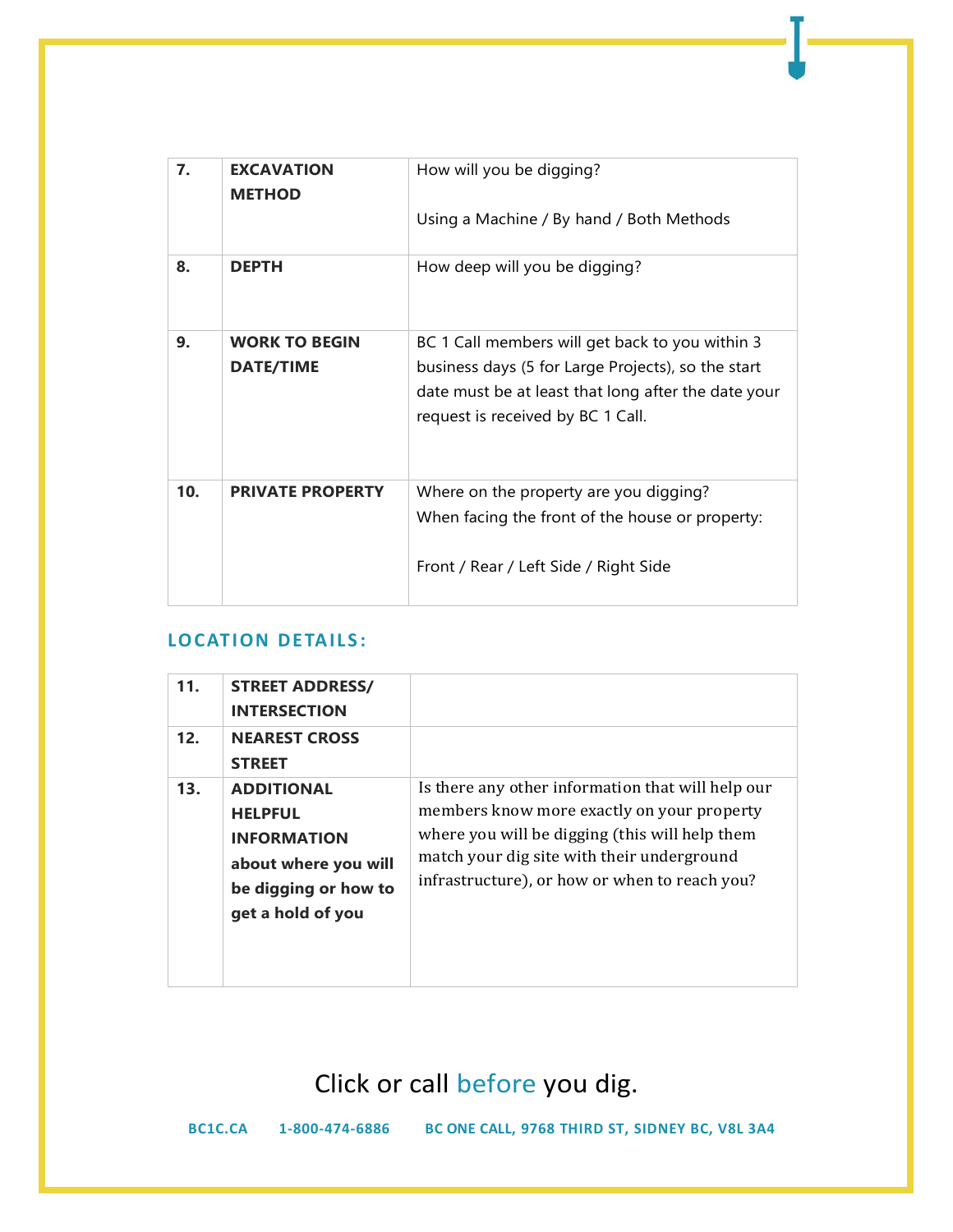| | | |
|---|---|---|
| **7.** | **EXCAVATION METHOD** | How will you be digging?<br><br>Using a Machine / By hand / Both Methods |
| **8.** | **DEPTH** | How deep will you be digging? |
| **9.** | **WORK TO BEGIN DATE/TIME** | BC 1 Call members will get back to you within 3 business days (5 for Large Projects), so the start date must be at least that long after the date your request is received by BC 1 Call. |
| **10.** | **PRIVATE PROPERTY** | Where on the property are you digging?<br>When facing the front of the house or property:<br><br>Front / Rear / Left Side / Right Side |

## LOCATION DETAILS:

| | | |
|---|---|---|
| **11.** | **STREET ADDRESS/ INTERSECTION** | |
| **12.** | **NEAREST CROSS STREET** | |
| **13.** | **ADDITIONAL HELPFUL INFORMATION about where you will be digging or how to get a hold of you** | Is there any other information that will help our members know more exactly on your property where you will be digging (this will help them match your dig site with their underground infrastructure), or how or when to reach you? |

Click or call before you dig.

**BC1C.CA    1-800-474-6886    BC ONE CALL, 9768 THIRD ST, SIDNEY BC, V8L 3A4**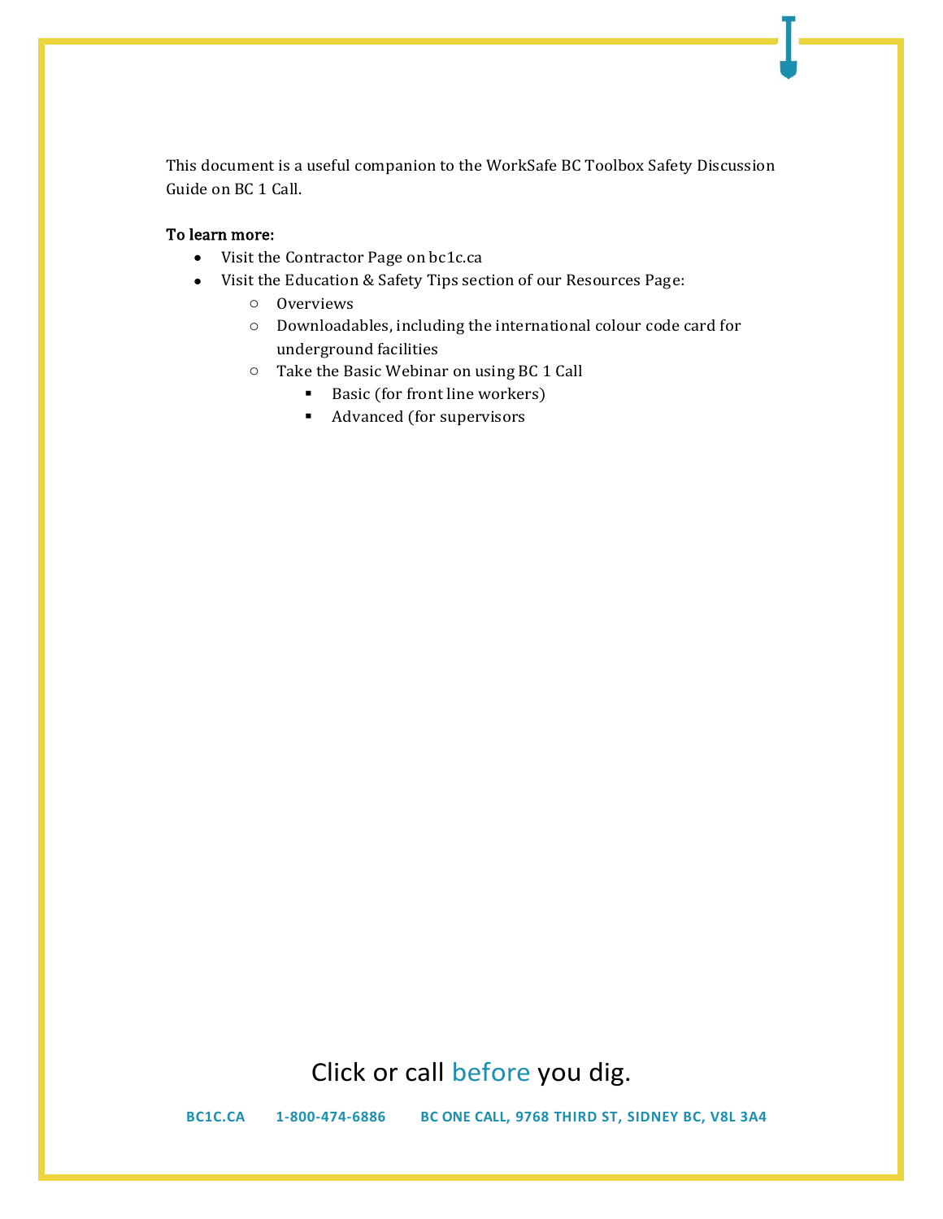This document is a useful companion to the WorkSafe BC Toolbox Safety Discussion Guide on BC 1 Call.

**To learn more:**

- Visit the Contractor Page on bc1c.ca
- Visit the Education & Safety Tips section of our Resources Page:
  - Overviews
  - Downloadables, including the international colour code card for underground facilities
  - Take the Basic Webinar on using BC 1 Call
    - Basic (for front line workers)
    - Advanced (for supervisors

Click or call before you dig.

BC1C.CA 1-800-474-6886 BC ONE CALL, 9768 THIRD ST, SIDNEY BC, V8L 3A4